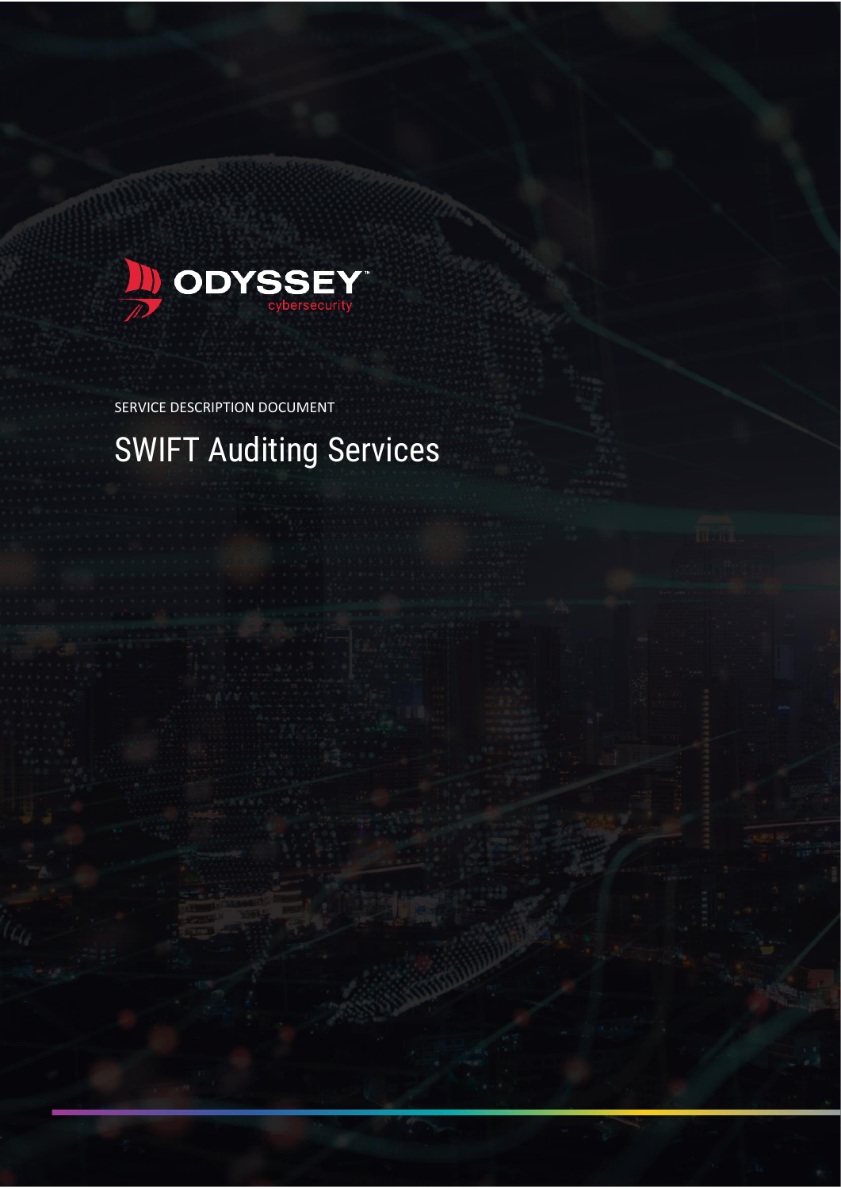ODYSSEY cybersecurity

SERVICE DESCRIPTION DOCUMENT

# SWIFT Auditing Services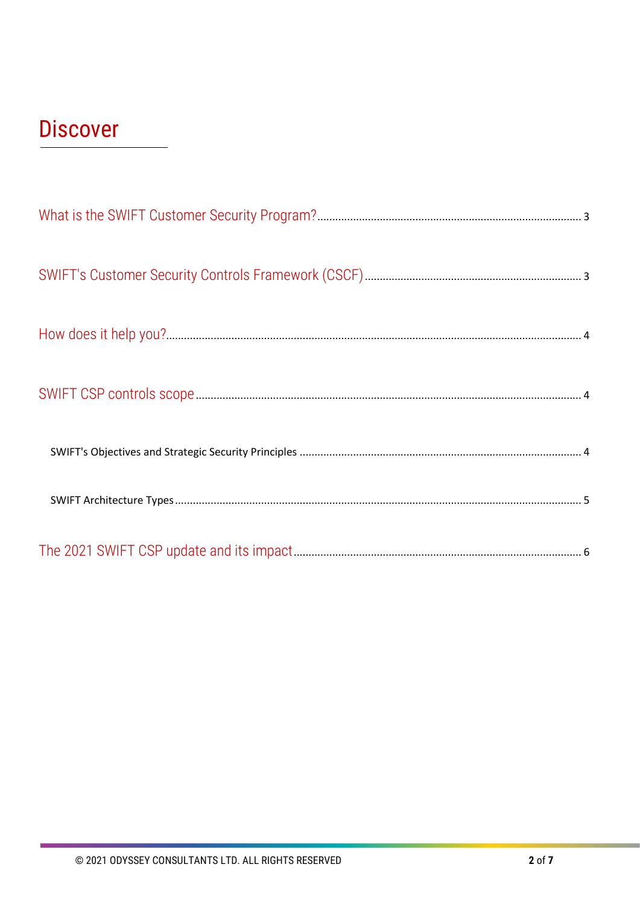# Discover

What is the SWIFT Customer Security Program? ........ 3

SWIFT's Customer Security Controls Framework (CSCF) ........ 3

How does it help you? ........ 4

SWIFT CSP controls scope ........ 4

- SWIFT's Objectives and Strategic Security Principles ........ 4
- SWIFT Architecture Types ........ 5

The 2021 SWIFT CSP update and its impact ........ 6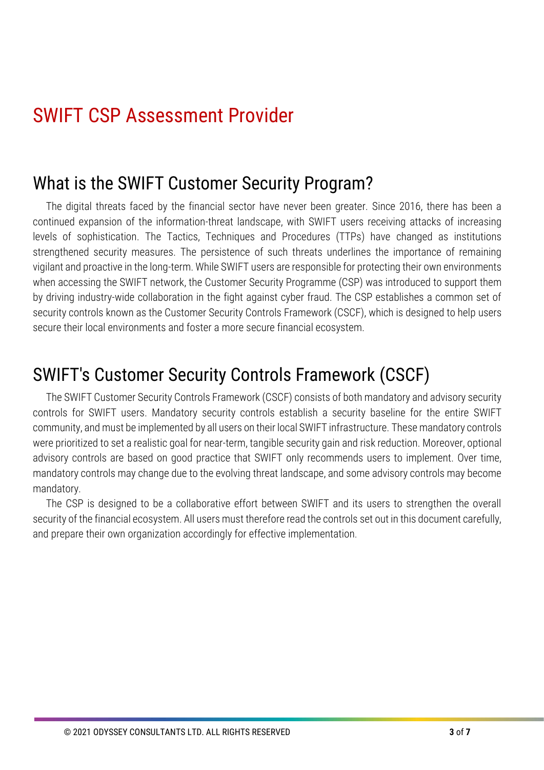# SWIFT CSP Assessment Provider

## What is the SWIFT Customer Security Program?

The digital threats faced by the financial sector have never been greater. Since 2016, there has been a continued expansion of the information-threat landscape, with SWIFT users receiving attacks of increasing levels of sophistication. The Tactics, Techniques and Procedures (TTPs) have changed as institutions strengthened security measures. The persistence of such threats underlines the importance of remaining vigilant and proactive in the long-term. While SWIFT users are responsible for protecting their own environments when accessing the SWIFT network, the Customer Security Programme (CSP) was introduced to support them by driving industry-wide collaboration in the fight against cyber fraud. The CSP establishes a common set of security controls known as the Customer Security Controls Framework (CSCF), which is designed to help users secure their local environments and foster a more secure financial ecosystem.

## SWIFT's Customer Security Controls Framework (CSCF)

The SWIFT Customer Security Controls Framework (CSCF) consists of both mandatory and advisory security controls for SWIFT users. Mandatory security controls establish a security baseline for the entire SWIFT community, and must be implemented by all users on their local SWIFT infrastructure. These mandatory controls were prioritized to set a realistic goal for near-term, tangible security gain and risk reduction. Moreover, optional advisory controls are based on good practice that SWIFT only recommends users to implement. Over time, mandatory controls may change due to the evolving threat landscape, and some advisory controls may become mandatory.

The CSP is designed to be a collaborative effort between SWIFT and its users to strengthen the overall security of the financial ecosystem. All users must therefore read the controls set out in this document carefully, and prepare their own organization accordingly for effective implementation.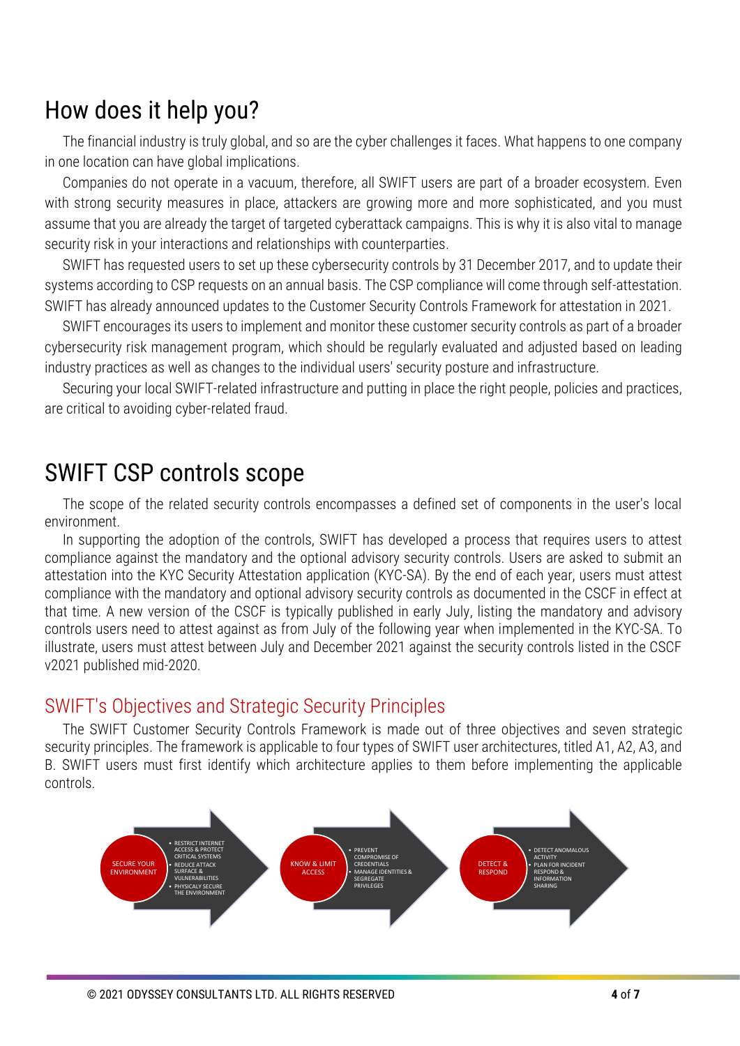# How does it help you?

The financial industry is truly global, and so are the cyber challenges it faces. What happens to one company in one location can have global implications.

Companies do not operate in a vacuum, therefore, all SWIFT users are part of a broader ecosystem. Even with strong security measures in place, attackers are growing more and more sophisticated, and you must assume that you are already the target of targeted cyberattack campaigns. This is why it is also vital to manage security risk in your interactions and relationships with counterparties.

SWIFT has requested users to set up these cybersecurity controls by 31 December 2017, and to update their systems according to CSP requests on an annual basis. The CSP compliance will come through self-attestation. SWIFT has already announced updates to the Customer Security Controls Framework for attestation in 2021.

SWIFT encourages its users to implement and monitor these customer security controls as part of a broader cybersecurity risk management program, which should be regularly evaluated and adjusted based on leading industry practices as well as changes to the individual users' security posture and infrastructure.

Securing your local SWIFT-related infrastructure and putting in place the right people, policies and practices, are critical to avoiding cyber-related fraud.

# SWIFT CSP controls scope

The scope of the related security controls encompasses a defined set of components in the user's local environment.

In supporting the adoption of the controls, SWIFT has developed a process that requires users to attest compliance against the mandatory and the optional advisory security controls. Users are asked to submit an attestation into the KYC Security Attestation application (KYC-SA). By the end of each year, users must attest compliance with the mandatory and optional advisory security controls as documented in the CSCF in effect at that time. A new version of the CSCF is typically published in early July, listing the mandatory and advisory controls users need to attest against as from July of the following year when implemented in the KYC-SA. To illustrate, users must attest between July and December 2021 against the security controls listed in the CSCF v2021 published mid-2020.

## SWIFT's Objectives and Strategic Security Principles

The SWIFT Customer Security Controls Framework is made out of three objectives and seven strategic security principles. The framework is applicable to four types of SWIFT user architectures, titled A1, A2, A3, and B. SWIFT users must first identify which architecture applies to them before implementing the applicable controls.

**SECURE YOUR ENVIRONMENT**
- RESTRICT INTERNET ACCESS & PROTECT CRITICAL SYSTEMS
- REDUCE ATTACK SURFACE & VULNERABILITIES
- PHYSICALY SECURE THE ENVIRONMENT

**KNOW & LIMIT ACCESS**
- PREVENT COMPROMISE OF CREDENTIALS
- MANAGE IDENTITIES & SEGREGATE PRIVILEGES

**DETECT & RESPOND**
- DETECT ANOMALOUS ACTIVITY
- PLAN FOR INCIDENT RESPOND & INFORMATION SHARING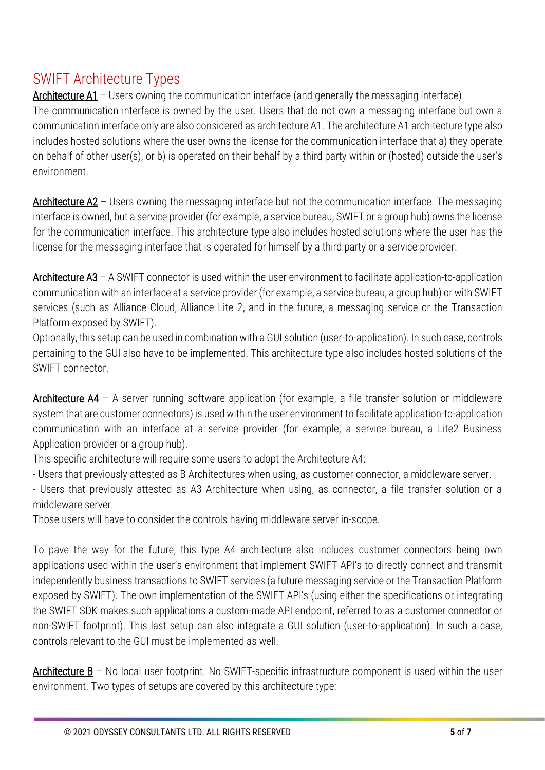## SWIFT Architecture Types

**Architecture A1** – Users owning the communication interface (and generally the messaging interface)
The communication interface is owned by the user. Users that do not own a messaging interface but own a communication interface only are also considered as architecture A1. The architecture A1 architecture type also includes hosted solutions where the user owns the license for the communication interface that a) they operate on behalf of other user(s), or b) is operated on their behalf by a third party within or (hosted) outside the user's environment.

**Architecture A2** – Users owning the messaging interface but not the communication interface. The messaging interface is owned, but a service provider (for example, a service bureau, SWIFT or a group hub) owns the license for the communication interface. This architecture type also includes hosted solutions where the user has the license for the messaging interface that is operated for himself by a third party or a service provider.

**Architecture A3** – A SWIFT connector is used within the user environment to facilitate application-to-application communication with an interface at a service provider (for example, a service bureau, a group hub) or with SWIFT services (such as Alliance Cloud, Alliance Lite 2, and in the future, a messaging service or the Transaction Platform exposed by SWIFT).
Optionally, this setup can be used in combination with a GUI solution (user-to-application). In such case, controls pertaining to the GUI also have to be implemented. This architecture type also includes hosted solutions of the SWIFT connector.

**Architecture A4** – A server running software application (for example, a file transfer solution or middleware system that are customer connectors) is used within the user environment to facilitate application-to-application communication with an interface at a service provider (for example, a service bureau, a Lite2 Business Application provider or a group hub).
This specific architecture will require some users to adopt the Architecture A4:
- Users that previously attested as B Architectures when using, as customer connector, a middleware server.
- Users that previously attested as A3 Architecture when using, as connector, a file transfer solution or a middleware server.
Those users will have to consider the controls having middleware server in-scope.

To pave the way for the future, this type A4 architecture also includes customer connectors being own applications used within the user's environment that implement SWIFT API's to directly connect and transmit independently business transactions to SWIFT services (a future messaging service or the Transaction Platform exposed by SWIFT). The own implementation of the SWIFT API's (using either the specifications or integrating the SWIFT SDK makes such applications a custom-made API endpoint, referred to as a customer connector or non-SWIFT footprint). This last setup can also integrate a GUI solution (user-to-application). In such a case, controls relevant to the GUI must be implemented as well.

**Architecture B** – No local user footprint. No SWIFT-specific infrastructure component is used within the user environment. Two types of setups are covered by this architecture type: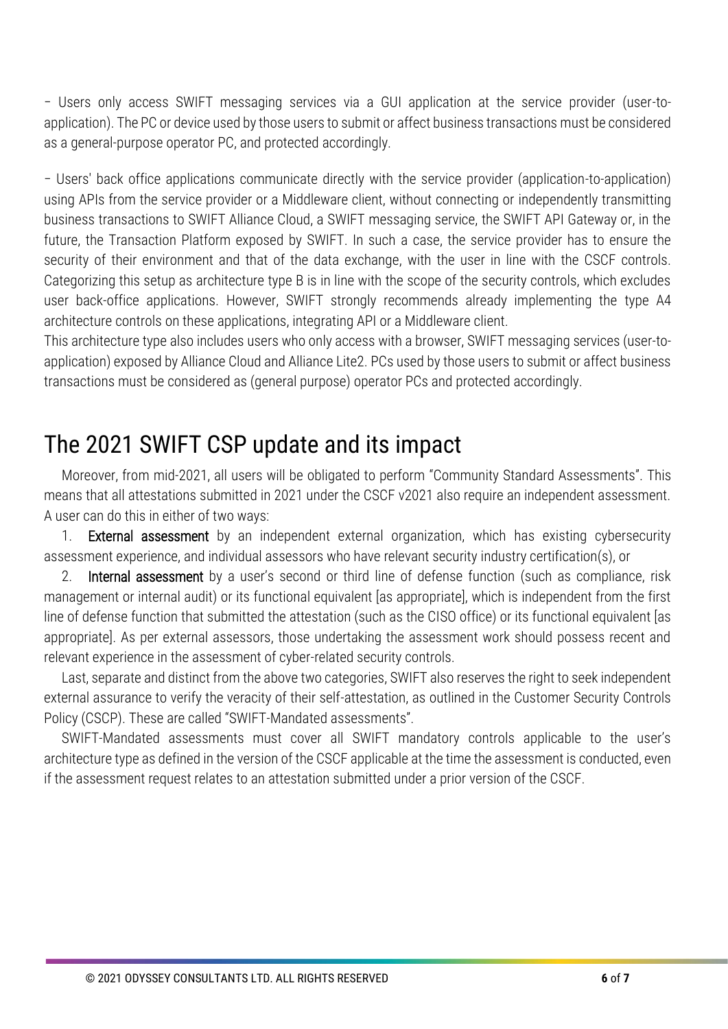– Users only access SWIFT messaging services via a GUI application at the service provider (user-to-application). The PC or device used by those users to submit or affect business transactions must be considered as a general-purpose operator PC, and protected accordingly.

– Users' back office applications communicate directly with the service provider (application-to-application) using APIs from the service provider or a Middleware client, without connecting or independently transmitting business transactions to SWIFT Alliance Cloud, a SWIFT messaging service, the SWIFT API Gateway or, in the future, the Transaction Platform exposed by SWIFT. In such a case, the service provider has to ensure the security of their environment and that of the data exchange, with the user in line with the CSCF controls. Categorizing this setup as architecture type B is in line with the scope of the security controls, which excludes user back-office applications. However, SWIFT strongly recommends already implementing the type A4 architecture controls on these applications, integrating API or a Middleware client.
This architecture type also includes users who only access with a browser, SWIFT messaging services (user-to-application) exposed by Alliance Cloud and Alliance Lite2. PCs used by those users to submit or affect business transactions must be considered as (general purpose) operator PCs and protected accordingly.

## The 2021 SWIFT CSP update and its impact

Moreover, from mid-2021, all users will be obligated to perform "Community Standard Assessments". This means that all attestations submitted in 2021 under the CSCF v2021 also require an independent assessment. A user can do this in either of two ways:

1. **External assessment** by an independent external organization, which has existing cybersecurity assessment experience, and individual assessors who have relevant security industry certification(s), or
2. **Internal assessment** by a user's second or third line of defense function (such as compliance, risk management or internal audit) or its functional equivalent [as appropriate], which is independent from the first line of defense function that submitted the attestation (such as the CISO office) or its functional equivalent [as appropriate]. As per external assessors, those undertaking the assessment work should possess recent and relevant experience in the assessment of cyber-related security controls.

Last, separate and distinct from the above two categories, SWIFT also reserves the right to seek independent external assurance to verify the veracity of their self-attestation, as outlined in the Customer Security Controls Policy (CSCP). These are called "SWIFT-Mandated assessments".

SWIFT-Mandated assessments must cover all SWIFT mandatory controls applicable to the user's architecture type as defined in the version of the CSCF applicable at the time the assessment is conducted, even if the assessment request relates to an attestation submitted under a prior version of the CSCF.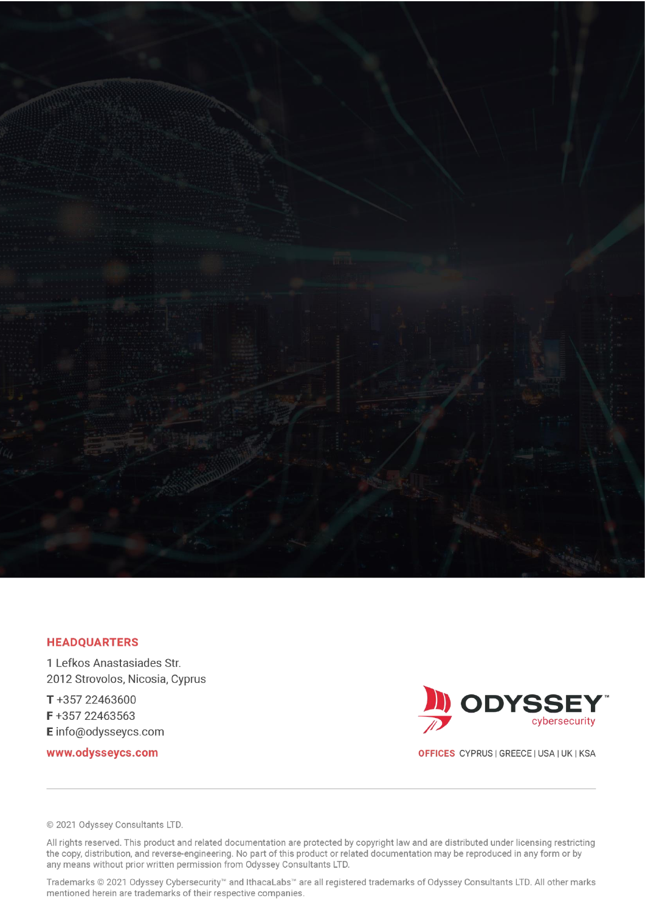## HEADQUARTERS

1 Lefkos Anastasiades Str.
2012 Strovolos, Nicosia, Cyprus

**T** +357 22463600
**F** +357 22463563
**E** info@odysseycs.com

**www.odysseycs.com**

ODYSSEY™ cybersecurity

**OFFICES** CYPRUS | GREECE | USA | UK | KSA

---

© 2021 Odyssey Consultants LTD.

All rights reserved. This product and related documentation are protected by copyright law and are distributed under licensing restricting the copy, distribution, and reverse-engineering. No part of this product or related documentation may be reproduced in any form or by any means without prior written permission from Odyssey Consultants LTD.

Trademarks © 2021 Odyssey Cybersecurity™ and IthacaLabs™ are all registered trademarks of Odyssey Consultants LTD. All other marks mentioned herein are trademarks of their respective companies.